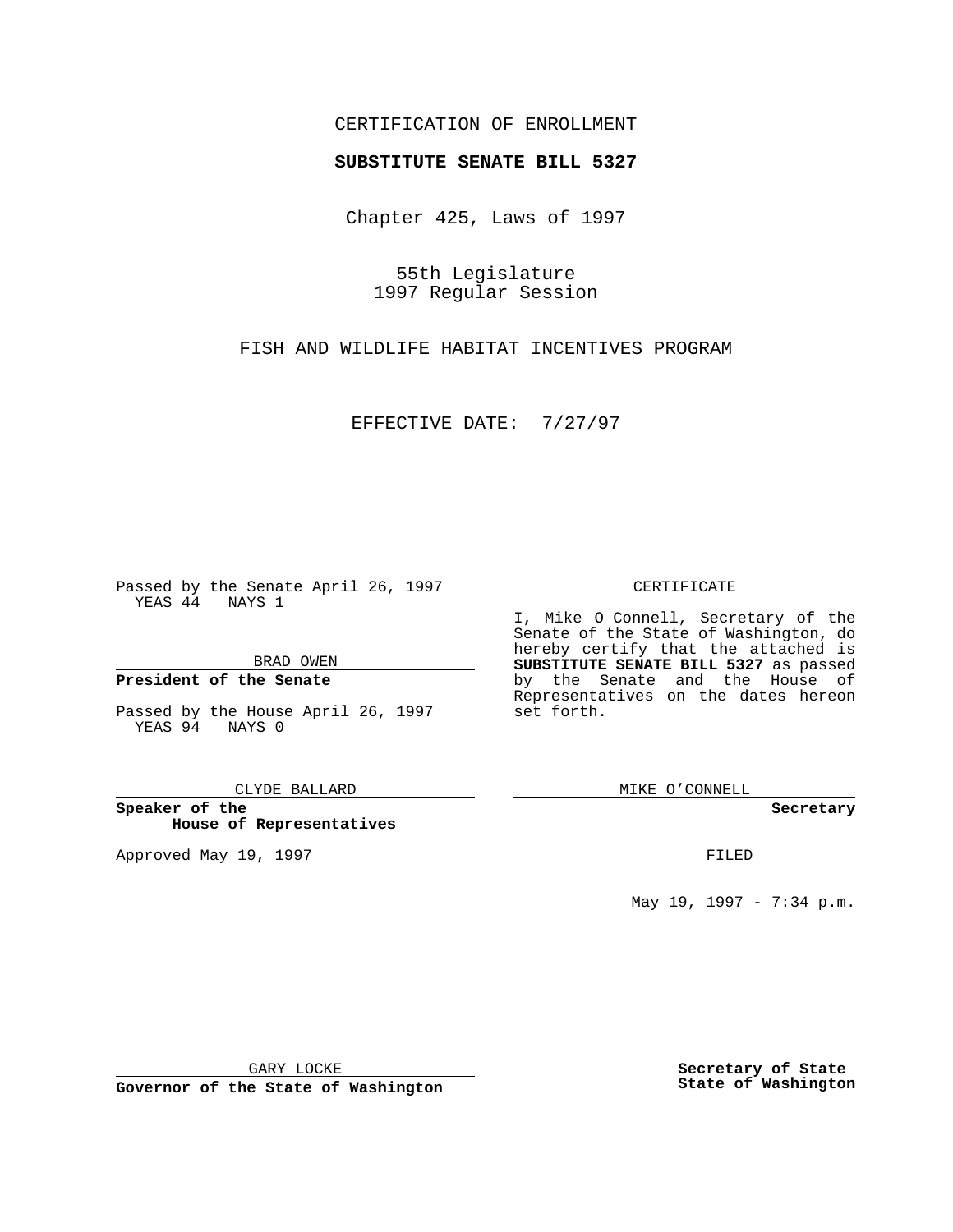CERTIFICATION OF ENROLLMENT

**SUBSTITUTE SENATE BILL 5327**

Chapter 425, Laws of 1997

55th Legislature
1997 Regular Session

FISH AND WILDLIFE HABITAT INCENTIVES PROGRAM

EFFECTIVE DATE: 7/27/97

Passed by the Senate April 26, 1997
YEAS 44 NAYS 1

BRAD OWEN

**President of the Senate**

Passed by the House April 26, 1997
YEAS 94 NAYS 0

CLYDE BALLARD

**Speaker of the House of Representatives**

Approved May 19, 1997

GARY LOCKE

**Governor of the State of Washington**

CERTIFICATE

I, Mike O Connell, Secretary of the Senate of the State of Washington, do hereby certify that the attached is **SUBSTITUTE SENATE BILL 5327** as passed by the Senate and the House of Representatives on the dates hereon set forth.

MIKE O'CONNELL

**Secretary**

FILED

May 19, 1997 - 7:34 p.m.

**Secretary of State State of Washington**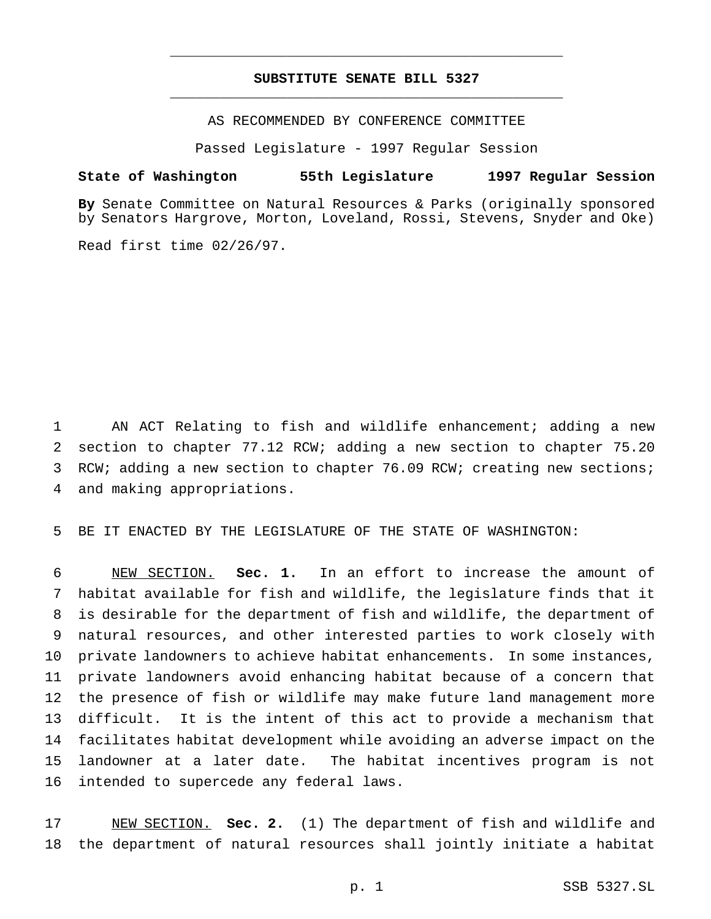# SUBSTITUTE SENATE BILL 5327

AS RECOMMENDED BY CONFERENCE COMMITTEE

Passed Legislature - 1997 Regular Session

**State of Washington 55th Legislature 1997 Regular Session**

**By** Senate Committee on Natural Resources & Parks (originally sponsored by Senators Hargrove, Morton, Loveland, Rossi, Stevens, Snyder and Oke)

Read first time 02/26/97.

AN ACT Relating to fish and wildlife enhancement; adding a new section to chapter 77.12 RCW; adding a new section to chapter 75.20 RCW; adding a new section to chapter 76.09 RCW; creating new sections; and making appropriations.

BE IT ENACTED BY THE LEGISLATURE OF THE STATE OF WASHINGTON:

NEW SECTION. **Sec. 1.** In an effort to increase the amount of habitat available for fish and wildlife, the legislature finds that it is desirable for the department of fish and wildlife, the department of natural resources, and other interested parties to work closely with private landowners to achieve habitat enhancements. In some instances, private landowners avoid enhancing habitat because of a concern that the presence of fish or wildlife may make future land management more difficult. It is the intent of this act to provide a mechanism that facilitates habitat development while avoiding an adverse impact on the landowner at a later date. The habitat incentives program is not intended to supercede any federal laws.

NEW SECTION. **Sec. 2.** (1) The department of fish and wildlife and the department of natural resources shall jointly initiate a habitat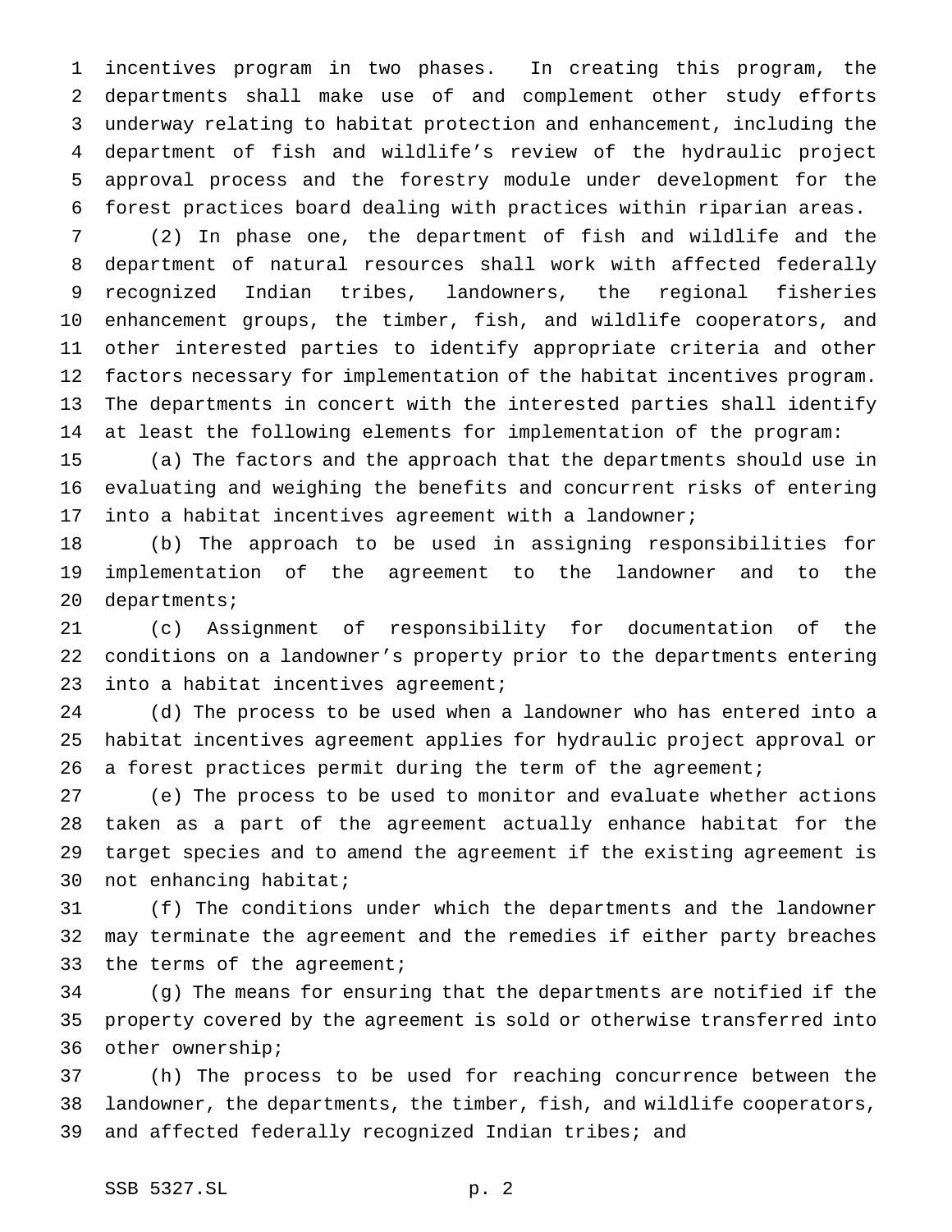incentives program in two phases. In creating this program, the departments shall make use of and complement other study efforts underway relating to habitat protection and enhancement, including the department of fish and wildlife's review of the hydraulic project approval process and the forestry module under development for the forest practices board dealing with practices within riparian areas.

(2) In phase one, the department of fish and wildlife and the department of natural resources shall work with affected federally recognized Indian tribes, landowners, the regional fisheries enhancement groups, the timber, fish, and wildlife cooperators, and other interested parties to identify appropriate criteria and other factors necessary for implementation of the habitat incentives program. The departments in concert with the interested parties shall identify at least the following elements for implementation of the program:

(a) The factors and the approach that the departments should use in evaluating and weighing the benefits and concurrent risks of entering into a habitat incentives agreement with a landowner;

(b) The approach to be used in assigning responsibilities for implementation of the agreement to the landowner and to the departments;

(c) Assignment of responsibility for documentation of the conditions on a landowner's property prior to the departments entering into a habitat incentives agreement;

(d) The process to be used when a landowner who has entered into a habitat incentives agreement applies for hydraulic project approval or a forest practices permit during the term of the agreement;

(e) The process to be used to monitor and evaluate whether actions taken as a part of the agreement actually enhance habitat for the target species and to amend the agreement if the existing agreement is not enhancing habitat;

(f) The conditions under which the departments and the landowner may terminate the agreement and the remedies if either party breaches the terms of the agreement;

(g) The means for ensuring that the departments are notified if the property covered by the agreement is sold or otherwise transferred into other ownership;

(h) The process to be used for reaching concurrence between the landowner, the departments, the timber, fish, and wildlife cooperators, and affected federally recognized Indian tribes; and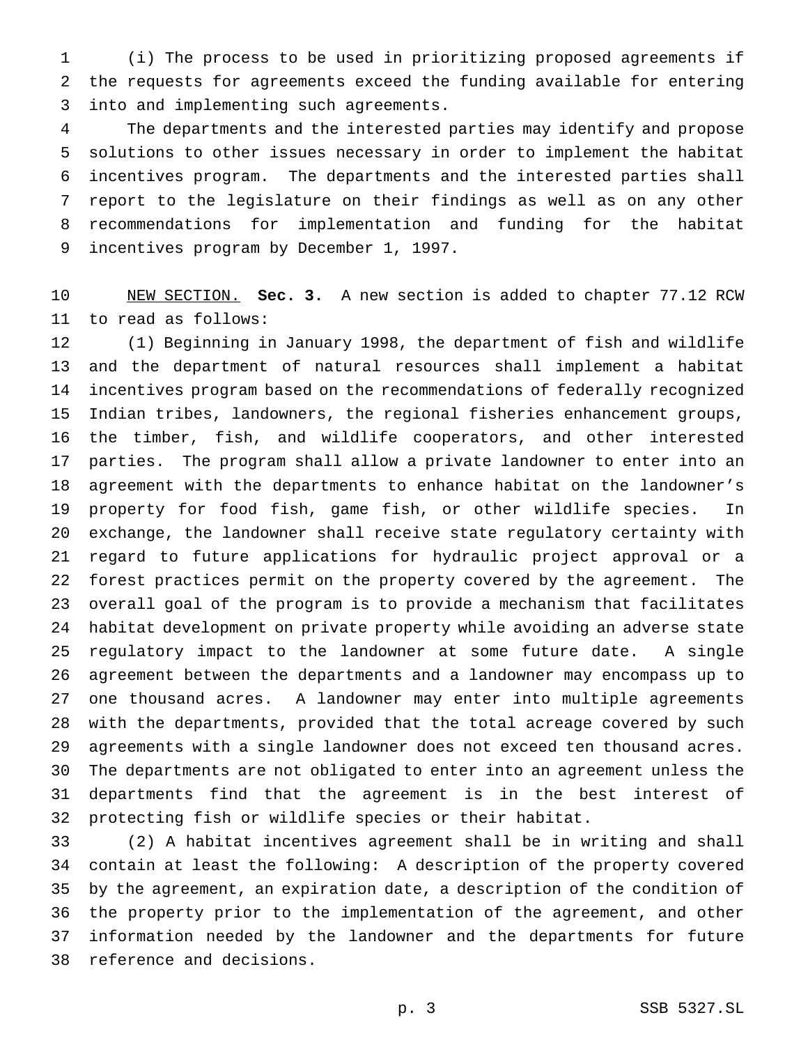(i) The process to be used in prioritizing proposed agreements if the requests for agreements exceed the funding available for entering into and implementing such agreements.

The departments and the interested parties may identify and propose solutions to other issues necessary in order to implement the habitat incentives program. The departments and the interested parties shall report to the legislature on their findings as well as on any other recommendations for implementation and funding for the habitat incentives program by December 1, 1997.

NEW SECTION. **Sec. 3.** A new section is added to chapter 77.12 RCW to read as follows:

(1) Beginning in January 1998, the department of fish and wildlife and the department of natural resources shall implement a habitat incentives program based on the recommendations of federally recognized Indian tribes, landowners, the regional fisheries enhancement groups, the timber, fish, and wildlife cooperators, and other interested parties. The program shall allow a private landowner to enter into an agreement with the departments to enhance habitat on the landowner's property for food fish, game fish, or other wildlife species. In exchange, the landowner shall receive state regulatory certainty with regard to future applications for hydraulic project approval or a forest practices permit on the property covered by the agreement. The overall goal of the program is to provide a mechanism that facilitates habitat development on private property while avoiding an adverse state regulatory impact to the landowner at some future date. A single agreement between the departments and a landowner may encompass up to one thousand acres. A landowner may enter into multiple agreements with the departments, provided that the total acreage covered by such agreements with a single landowner does not exceed ten thousand acres. The departments are not obligated to enter into an agreement unless the departments find that the agreement is in the best interest of protecting fish or wildlife species or their habitat.

(2) A habitat incentives agreement shall be in writing and shall contain at least the following: A description of the property covered by the agreement, an expiration date, a description of the condition of the property prior to the implementation of the agreement, and other information needed by the landowner and the departments for future reference and decisions.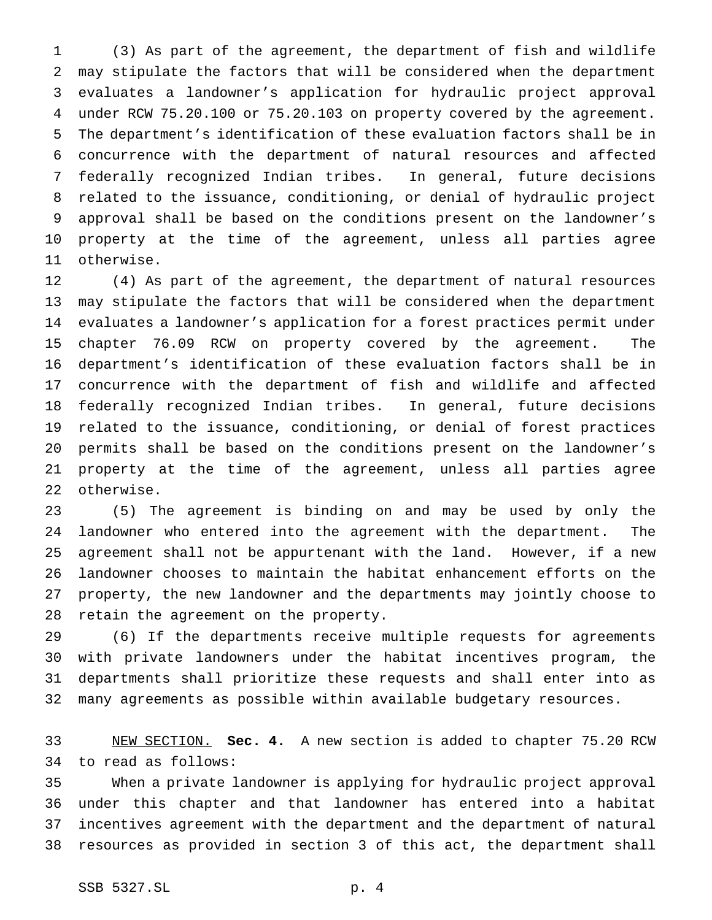(3) As part of the agreement, the department of fish and wildlife may stipulate the factors that will be considered when the department evaluates a landowner's application for hydraulic project approval under RCW 75.20.100 or 75.20.103 on property covered by the agreement. The department's identification of these evaluation factors shall be in concurrence with the department of natural resources and affected federally recognized Indian tribes. In general, future decisions related to the issuance, conditioning, or denial of hydraulic project approval shall be based on the conditions present on the landowner's property at the time of the agreement, unless all parties agree otherwise.

(4) As part of the agreement, the department of natural resources may stipulate the factors that will be considered when the department evaluates a landowner's application for a forest practices permit under chapter 76.09 RCW on property covered by the agreement. The department's identification of these evaluation factors shall be in concurrence with the department of fish and wildlife and affected federally recognized Indian tribes. In general, future decisions related to the issuance, conditioning, or denial of forest practices permits shall be based on the conditions present on the landowner's property at the time of the agreement, unless all parties agree otherwise.

(5) The agreement is binding on and may be used by only the landowner who entered into the agreement with the department. The agreement shall not be appurtenant with the land. However, if a new landowner chooses to maintain the habitat enhancement efforts on the property, the new landowner and the departments may jointly choose to retain the agreement on the property.

(6) If the departments receive multiple requests for agreements with private landowners under the habitat incentives program, the departments shall prioritize these requests and shall enter into as many agreements as possible within available budgetary resources.

NEW SECTION. **Sec. 4.** A new section is added to chapter 75.20 RCW to read as follows:

When a private landowner is applying for hydraulic project approval under this chapter and that landowner has entered into a habitat incentives agreement with the department and the department of natural resources as provided in section 3 of this act, the department shall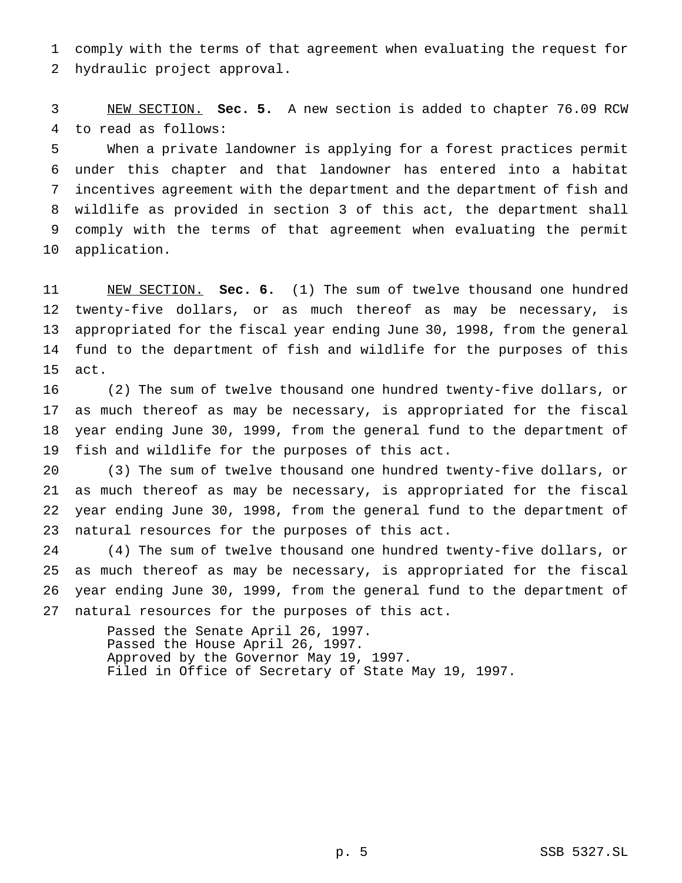comply with the terms of that agreement when evaluating the request for hydraulic project approval.

NEW SECTION. **Sec. 5.** A new section is added to chapter 76.09 RCW to read as follows:

When a private landowner is applying for a forest practices permit under this chapter and that landowner has entered into a habitat incentives agreement with the department and the department of fish and wildlife as provided in section 3 of this act, the department shall comply with the terms of that agreement when evaluating the permit application.

NEW SECTION. **Sec. 6.** (1) The sum of twelve thousand one hundred twenty-five dollars, or as much thereof as may be necessary, is appropriated for the fiscal year ending June 30, 1998, from the general fund to the department of fish and wildlife for the purposes of this act.

(2) The sum of twelve thousand one hundred twenty-five dollars, or as much thereof as may be necessary, is appropriated for the fiscal year ending June 30, 1999, from the general fund to the department of fish and wildlife for the purposes of this act.

(3) The sum of twelve thousand one hundred twenty-five dollars, or as much thereof as may be necessary, is appropriated for the fiscal year ending June 30, 1998, from the general fund to the department of natural resources for the purposes of this act.

(4) The sum of twelve thousand one hundred twenty-five dollars, or as much thereof as may be necessary, is appropriated for the fiscal year ending June 30, 1999, from the general fund to the department of natural resources for the purposes of this act.

Passed the Senate April 26, 1997.
Passed the House April 26, 1997.
Approved by the Governor May 19, 1997.
Filed in Office of Secretary of State May 19, 1997.